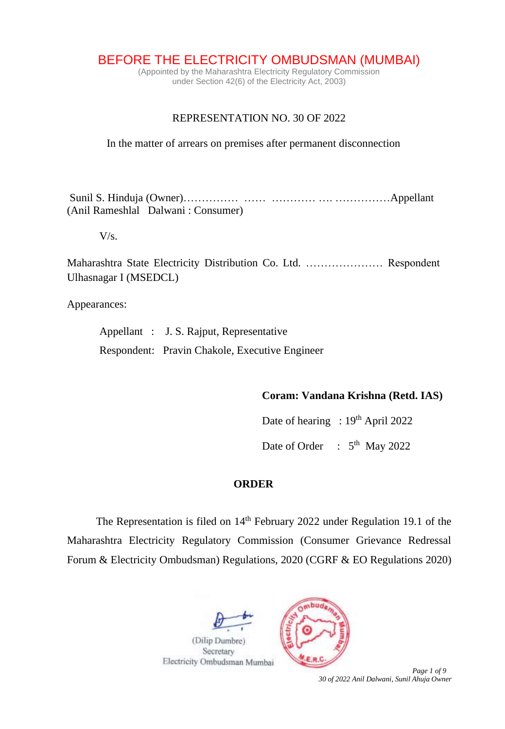# BEFORE THE ELECTRICITY OMBUDSMAN (MUMBAI)

(Appointed by the Maharashtra Electricity Regulatory Commission under Section 42(6) of the Electricity Act, 2003)

## REPRESENTATION NO. 30 OF 2022

In the matter of arrears on premises after permanent disconnection

Sunil S. Hinduja (Owner)…………… …… ………… …. ……………Appellant
(Anil Rameshlal Dalwani : Consumer)

V/s.

Maharashtra State Electricity Distribution Co. Ltd. ………………… Respondent
Ulhasnagar I (MSEDCL)

Appearances:

Appellant : J. S. Rajput, Representative

Respondent: Pravin Chakole, Executive Engineer

**Coram: Vandana Krishna (Retd. IAS)**

Date of hearing : 19th April 2022

Date of Order : 5th May 2022

## ORDER

The Representation is filed on 14th February 2022 under Regulation 19.1 of the Maharashtra Electricity Regulatory Commission (Consumer Grievance Redressal Forum & Electricity Ombudsman) Regulations, 2020 (CGRF & EO Regulations 2020)

(Dilip Dumbre)
Secretary
Electricity Ombudsman Mumbai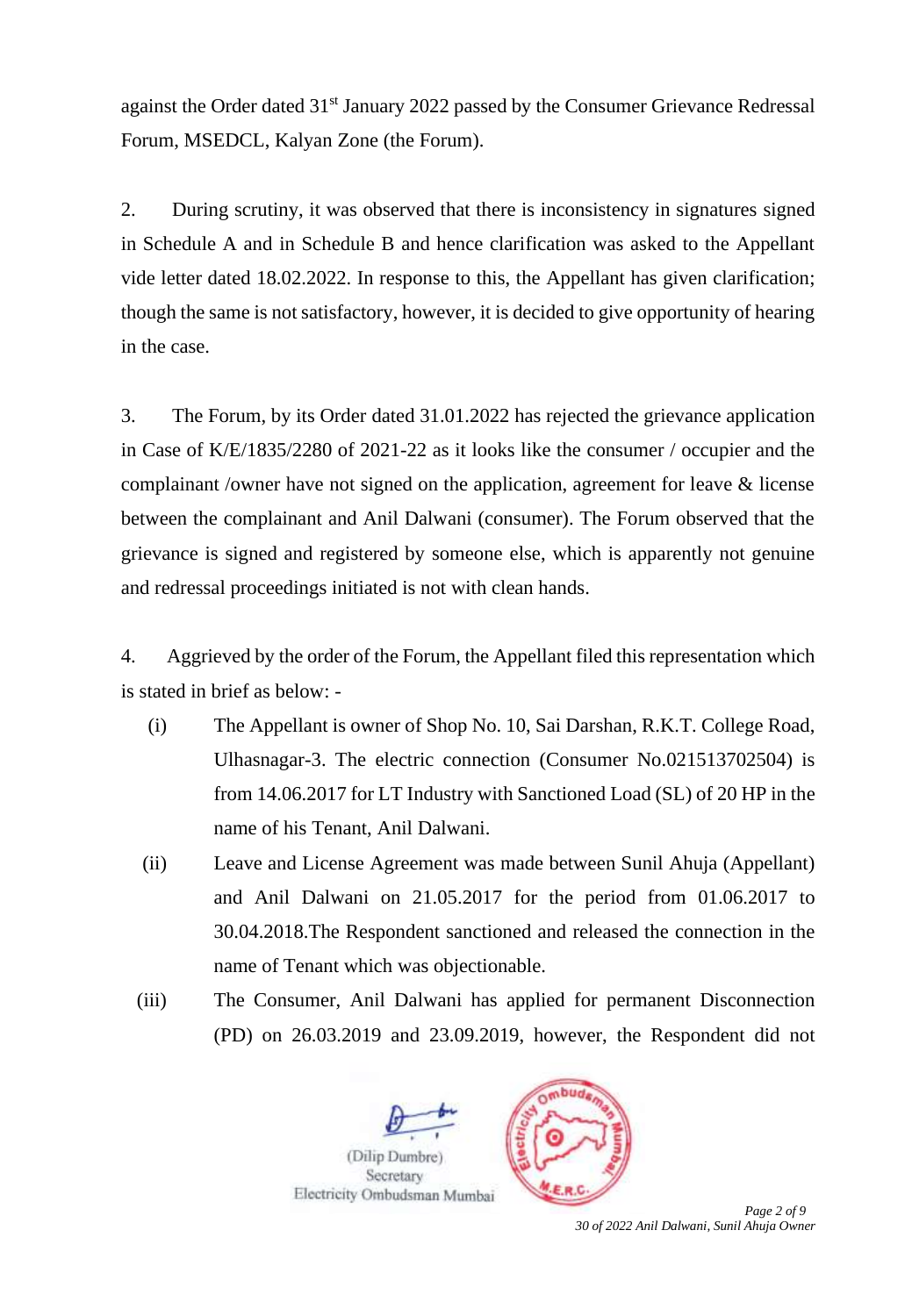against the Order dated 31st January 2022 passed by the Consumer Grievance Redressal Forum, MSEDCL, Kalyan Zone (the Forum).

2. During scrutiny, it was observed that there is inconsistency in signatures signed in Schedule A and in Schedule B and hence clarification was asked to the Appellant vide letter dated 18.02.2022. In response to this, the Appellant has given clarification; though the same is not satisfactory, however, it is decided to give opportunity of hearing in the case.

3. The Forum, by its Order dated 31.01.2022 has rejected the grievance application in Case of K/E/1835/2280 of 2021-22 as it looks like the consumer / occupier and the complainant /owner have not signed on the application, agreement for leave & license between the complainant and Anil Dalwani (consumer). The Forum observed that the grievance is signed and registered by someone else, which is apparently not genuine and redressal proceedings initiated is not with clean hands.

4. Aggrieved by the order of the Forum, the Appellant filed this representation which is stated in brief as below: -

(i) The Appellant is owner of Shop No. 10, Sai Darshan, R.K.T. College Road, Ulhasnagar-3. The electric connection (Consumer No.021513702504) is from 14.06.2017 for LT Industry with Sanctioned Load (SL) of 20 HP in the name of his Tenant, Anil Dalwani.

(ii) Leave and License Agreement was made between Sunil Ahuja (Appellant) and Anil Dalwani on 21.05.2017 for the period from 01.06.2017 to 30.04.2018.The Respondent sanctioned and released the connection in the name of Tenant which was objectionable.

(iii) The Consumer, Anil Dalwani has applied for permanent Disconnection (PD) on 26.03.2019 and 23.09.2019, however, the Respondent did not

(Dilip Dumbre)
Secretary
Electricity Ombudsman Mumbai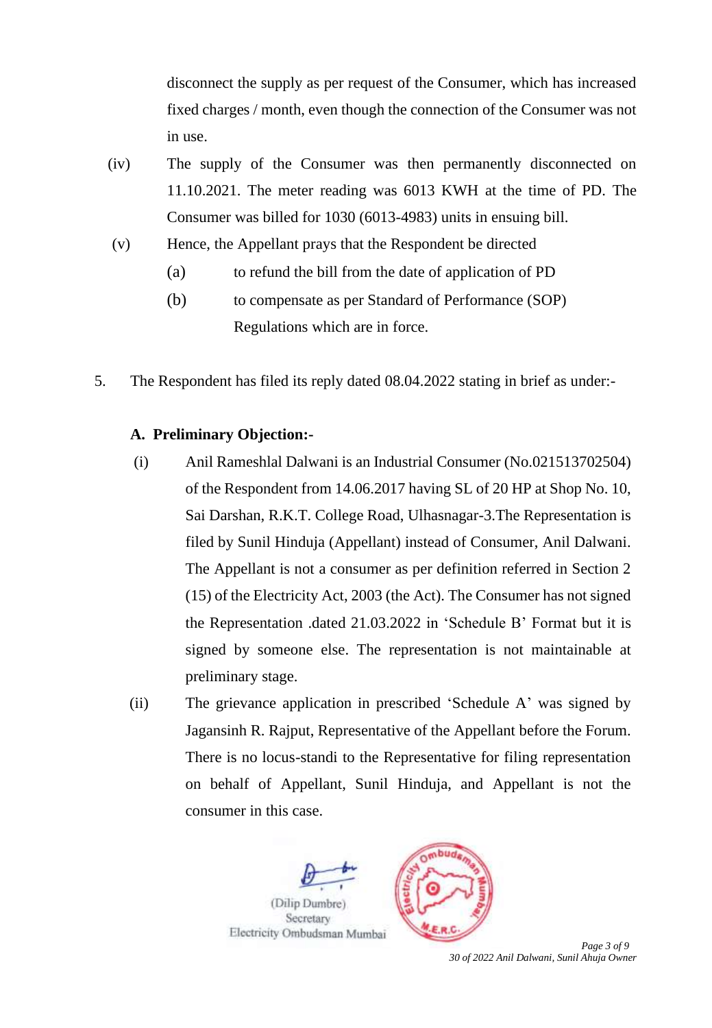disconnect the supply as per request of the Consumer, which has increased fixed charges / month, even though the connection of the Consumer was not in use.

(iv) The supply of the Consumer was then permanently disconnected on 11.10.2021. The meter reading was 6013 KWH at the time of PD. The Consumer was billed for 1030 (6013-4983) units in ensuing bill.

(v) Hence, the Appellant prays that the Respondent be directed

  (a) to refund the bill from the date of application of PD

  (b) to compensate as per Standard of Performance (SOP) Regulations which are in force.

5. The Respondent has filed its reply dated 08.04.2022 stating in brief as under:-

**A. Preliminary Objection:-**

(i) Anil Rameshlal Dalwani is an Industrial Consumer (No.021513702504) of the Respondent from 14.06.2017 having SL of 20 HP at Shop No. 10, Sai Darshan, R.K.T. College Road, Ulhasnagar-3.The Representation is filed by Sunil Hinduja (Appellant) instead of Consumer, Anil Dalwani. The Appellant is not a consumer as per definition referred in Section 2 (15) of the Electricity Act, 2003 (the Act). The Consumer has not signed the Representation .dated 21.03.2022 in 'Schedule B' Format but it is signed by someone else. The representation is not maintainable at preliminary stage.

(ii) The grievance application in prescribed 'Schedule A' was signed by Jagansinh R. Rajput, Representative of the Appellant before the Forum. There is no locus-standi to the Representative for filing representation on behalf of Appellant, Sunil Hinduja, and Appellant is not the consumer in this case.

(Dilip Dumbre)
Secretary
Electricity Ombudsman Mumbai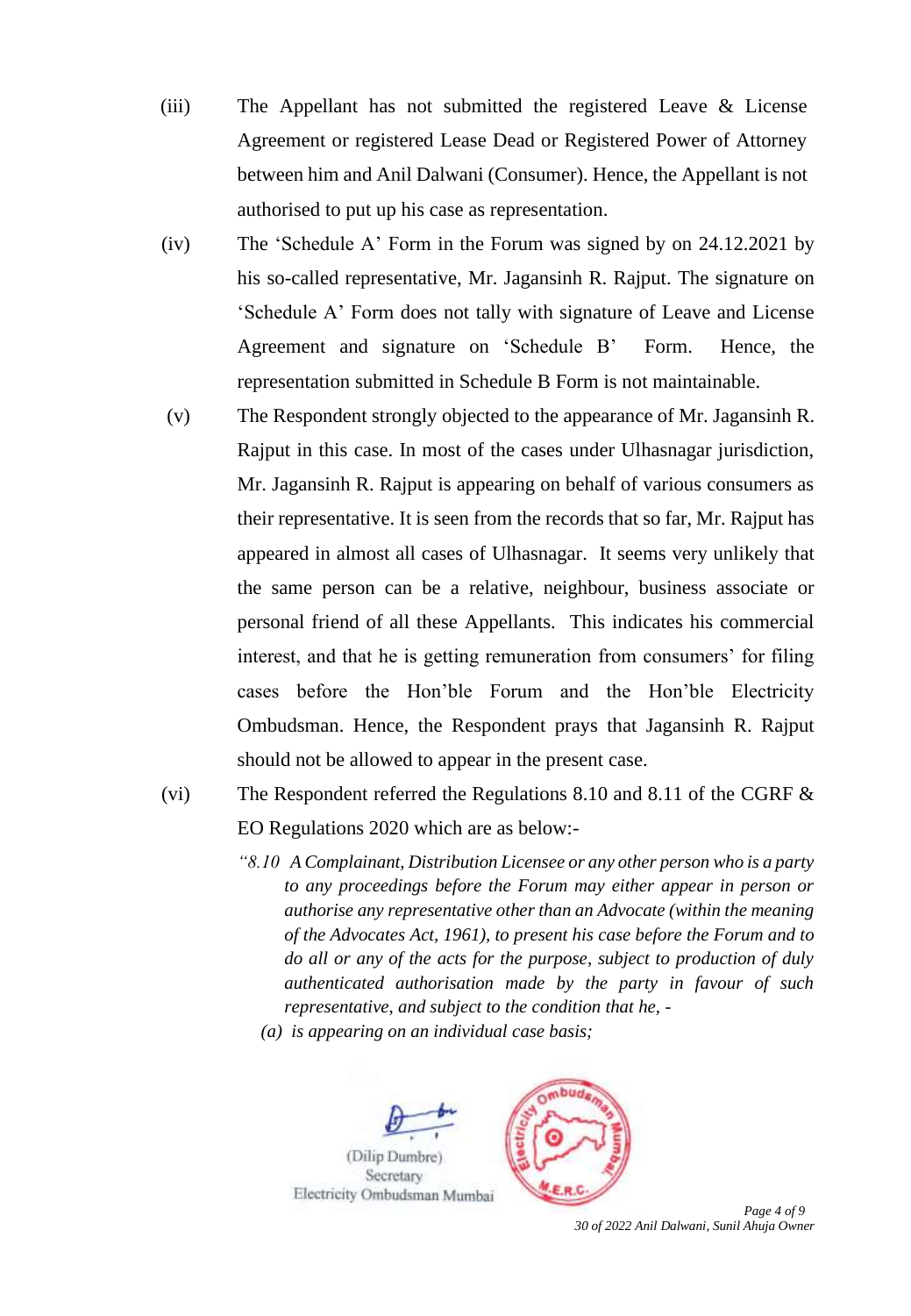(iii) The Appellant has not submitted the registered Leave & License Agreement or registered Lease Dead or Registered Power of Attorney between him and Anil Dalwani (Consumer). Hence, the Appellant is not authorised to put up his case as representation.

(iv) The 'Schedule A' Form in the Forum was signed by on 24.12.2021 by his so-called representative, Mr. Jagansinh R. Rajput. The signature on 'Schedule A' Form does not tally with signature of Leave and License Agreement and signature on 'Schedule B' Form. Hence, the representation submitted in Schedule B Form is not maintainable.

(v) The Respondent strongly objected to the appearance of Mr. Jagansinh R. Rajput in this case. In most of the cases under Ulhasnagar jurisdiction, Mr. Jagansinh R. Rajput is appearing on behalf of various consumers as their representative. It is seen from the records that so far, Mr. Rajput has appeared in almost all cases of Ulhasnagar. It seems very unlikely that the same person can be a relative, neighbour, business associate or personal friend of all these Appellants. This indicates his commercial interest, and that he is getting remuneration from consumers' for filing cases before the Hon'ble Forum and the Hon'ble Electricity Ombudsman. Hence, the Respondent prays that Jagansinh R. Rajput should not be allowed to appear in the present case.

(vi) The Respondent referred the Regulations 8.10 and 8.11 of the CGRF & EO Regulations 2020 which are as below:-

> *"8.10 A Complainant, Distribution Licensee or any other person who is a party to any proceedings before the Forum may either appear in person or authorise any representative other than an Advocate (within the meaning of the Advocates Act, 1961), to present his case before the Forum and to do all or any of the acts for the purpose, subject to production of duly authenticated authorisation made by the party in favour of such representative, and subject to the condition that he, -*
>
> *(a) is appearing on an individual case basis;*

(Dilip Dumbre)
Secretary
Electricity Ombudsman Mumbai

30 of 2022 Anil Dalwani, Sunil Ahuja Owner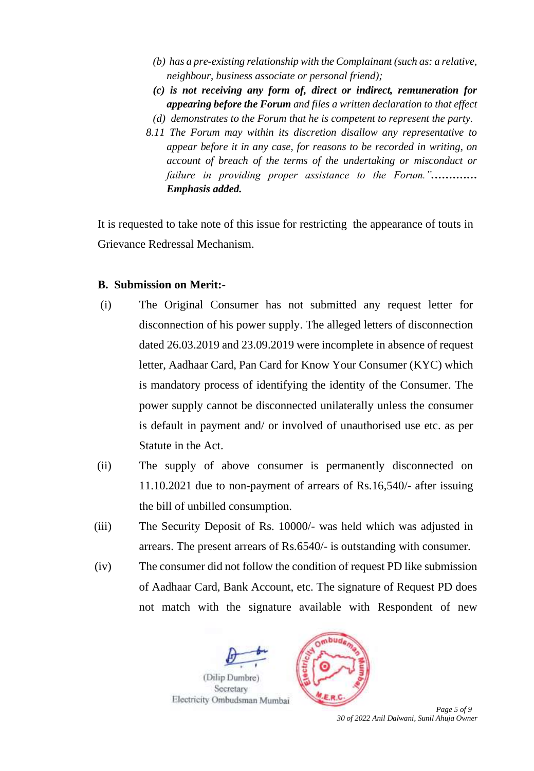*(b) has a pre-existing relationship with the Complainant (such as: a relative, neighbour, business associate or personal friend);*

***(c) is not receiving any form of, direct or indirect, remuneration for appearing before the Forum** and files a written declaration to that effect*

*(d) demonstrates to the Forum that he is competent to represent the party.*

*8.11 The Forum may within its discretion disallow any representative to appear before it in any case, for reasons to be recorded in writing, on account of breach of the terms of the undertaking or misconduct or failure in providing proper assistance to the Forum."*………… ***Emphasis added.***

It is requested to take note of this issue for restricting the appearance of touts in Grievance Redressal Mechanism.

**B. Submission on Merit:-**

(i) The Original Consumer has not submitted any request letter for disconnection of his power supply. The alleged letters of disconnection dated 26.03.2019 and 23.09.2019 were incomplete in absence of request letter, Aadhaar Card, Pan Card for Know Your Consumer (KYC) which is mandatory process of identifying the identity of the Consumer. The power supply cannot be disconnected unilaterally unless the consumer is default in payment and/ or involved of unauthorised use etc. as per Statute in the Act.

(ii) The supply of above consumer is permanently disconnected on 11.10.2021 due to non-payment of arrears of Rs.16,540/- after issuing the bill of unbilled consumption.

(iii) The Security Deposit of Rs. 10000/- was held which was adjusted in arrears. The present arrears of Rs.6540/- is outstanding with consumer.

(iv) The consumer did not follow the condition of request PD like submission of Aadhaar Card, Bank Account, etc. The signature of Request PD does not match with the signature available with Respondent of new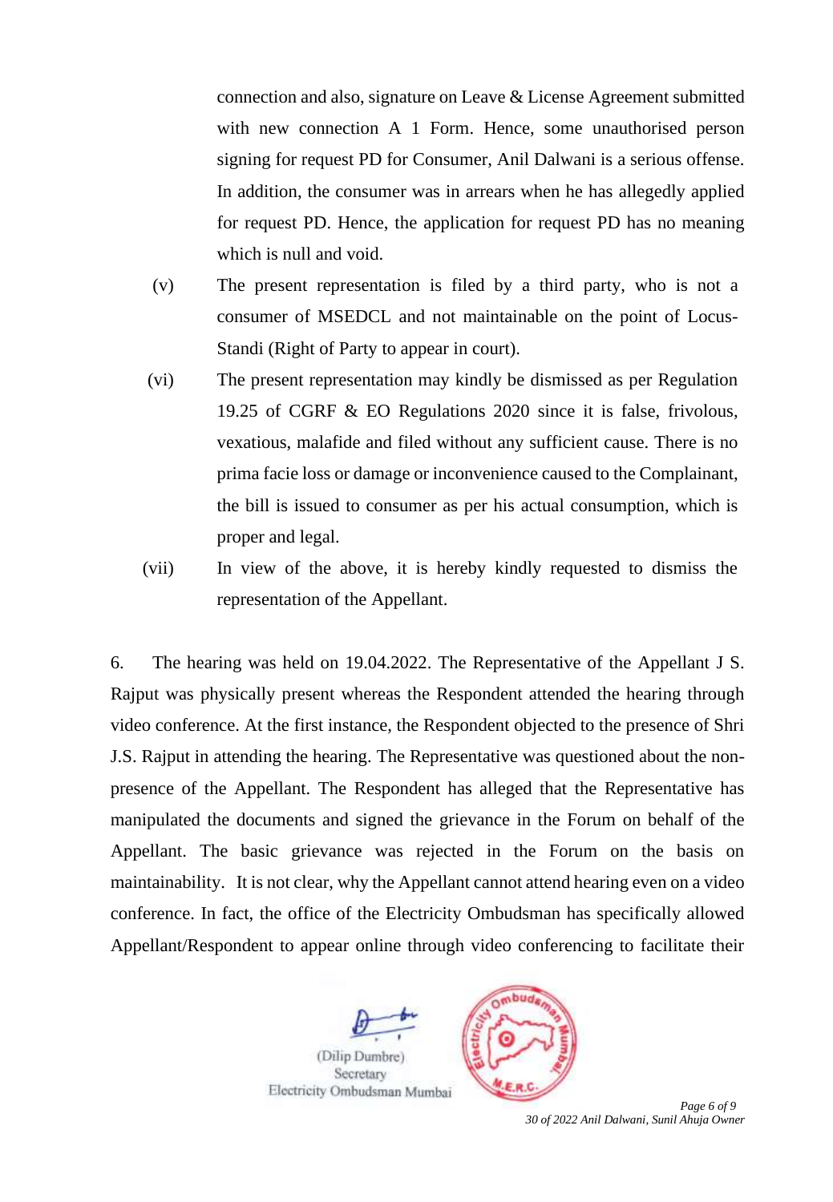connection and also, signature on Leave & License Agreement submitted with new connection A 1 Form. Hence, some unauthorised person signing for request PD for Consumer, Anil Dalwani is a serious offense. In addition, the consumer was in arrears when he has allegedly applied for request PD. Hence, the application for request PD has no meaning which is null and void.

(v) The present representation is filed by a third party, who is not a consumer of MSEDCL and not maintainable on the point of Locus-Standi (Right of Party to appear in court).

(vi) The present representation may kindly be dismissed as per Regulation 19.25 of CGRF & EO Regulations 2020 since it is false, frivolous, vexatious, malafide and filed without any sufficient cause. There is no prima facie loss or damage or inconvenience caused to the Complainant, the bill is issued to consumer as per his actual consumption, which is proper and legal.

(vii) In view of the above, it is hereby kindly requested to dismiss the representation of the Appellant.

6. The hearing was held on 19.04.2022. The Representative of the Appellant J S. Rajput was physically present whereas the Respondent attended the hearing through video conference. At the first instance, the Respondent objected to the presence of Shri J.S. Rajput in attending the hearing. The Representative was questioned about the non-presence of the Appellant. The Respondent has alleged that the Representative has manipulated the documents and signed the grievance in the Forum on behalf of the Appellant. The basic grievance was rejected in the Forum on the basis on maintainability. It is not clear, why the Appellant cannot attend hearing even on a video conference. In fact, the office of the Electricity Ombudsman has specifically allowed Appellant/Respondent to appear online through video conferencing to facilitate their

(Dilip Dumbre)
Secretary
Electricity Ombudsman Mumbai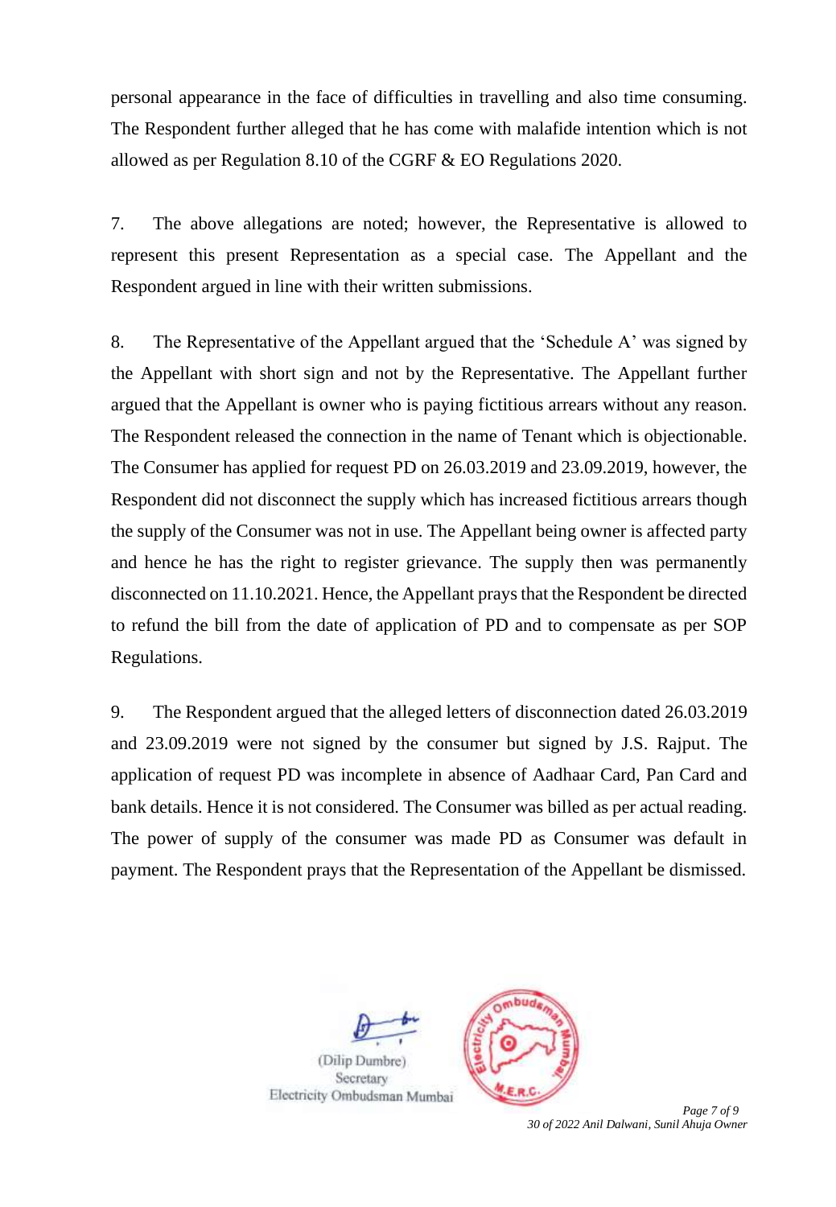personal appearance in the face of difficulties in travelling and also time consuming. The Respondent further alleged that he has come with malafide intention which is not allowed as per Regulation 8.10 of the CGRF & EO Regulations 2020.

7. The above allegations are noted; however, the Representative is allowed to represent this present Representation as a special case. The Appellant and the Respondent argued in line with their written submissions.

8. The Representative of the Appellant argued that the 'Schedule A' was signed by the Appellant with short sign and not by the Representative. The Appellant further argued that the Appellant is owner who is paying fictitious arrears without any reason. The Respondent released the connection in the name of Tenant which is objectionable. The Consumer has applied for request PD on 26.03.2019 and 23.09.2019, however, the Respondent did not disconnect the supply which has increased fictitious arrears though the supply of the Consumer was not in use. The Appellant being owner is affected party and hence he has the right to register grievance. The supply then was permanently disconnected on 11.10.2021. Hence, the Appellant prays that the Respondent be directed to refund the bill from the date of application of PD and to compensate as per SOP Regulations.

9. The Respondent argued that the alleged letters of disconnection dated 26.03.2019 and 23.09.2019 were not signed by the consumer but signed by J.S. Rajput. The application of request PD was incomplete in absence of Aadhaar Card, Pan Card and bank details. Hence it is not considered. The Consumer was billed as per actual reading. The power of supply of the consumer was made PD as Consumer was default in payment. The Respondent prays that the Representation of the Appellant be dismissed.

(Dilip Dumbre)
Secretary
Electricity Ombudsman Mumbai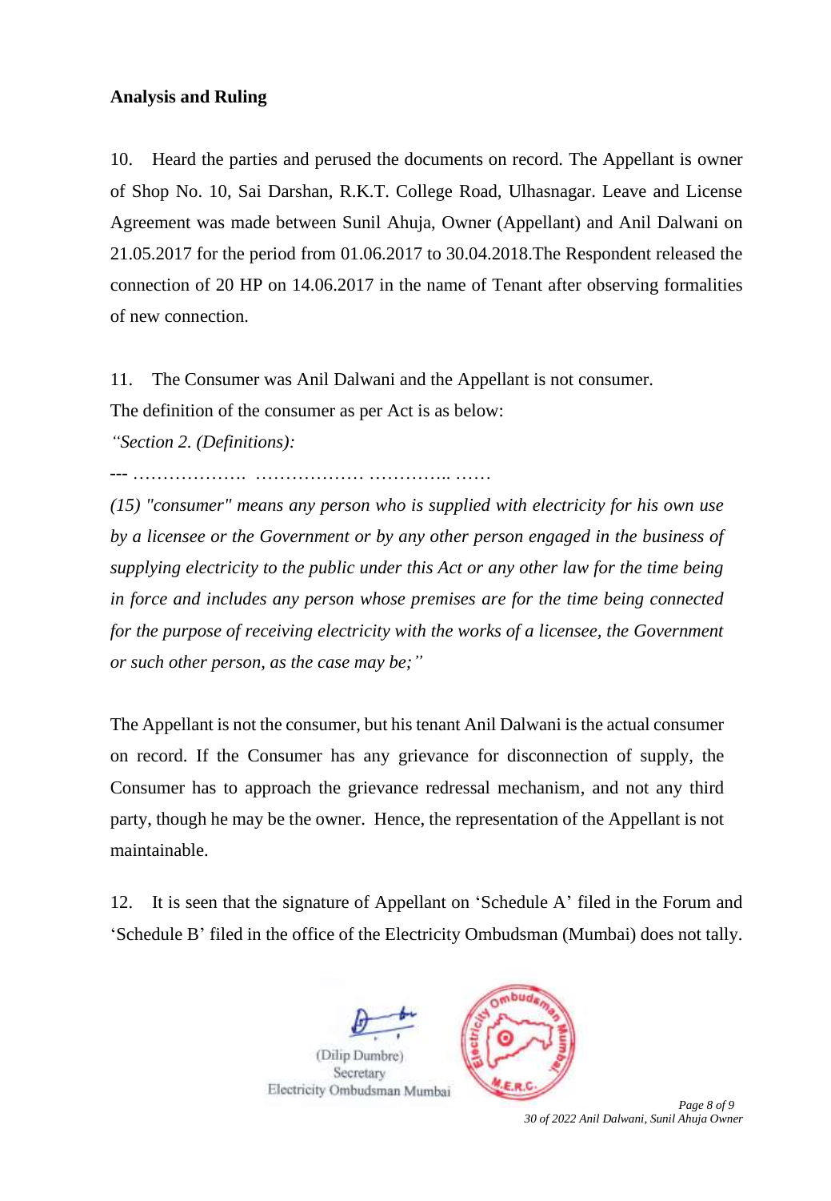**Analysis and Ruling**

10. Heard the parties and perused the documents on record. The Appellant is owner of Shop No. 10, Sai Darshan, R.K.T. College Road, Ulhasnagar. Leave and License Agreement was made between Sunil Ahuja, Owner (Appellant) and Anil Dalwani on 21.05.2017 for the period from 01.06.2017 to 30.04.2018.The Respondent released the connection of 20 HP on 14.06.2017 in the name of Tenant after observing formalities of new connection.

11. The Consumer was Anil Dalwani and the Appellant is not consumer.

The definition of the consumer as per Act is as below:

*"Section 2. (Definitions):*

--- ………………. ……………… ………….. ……

*(15) "consumer" means any person who is supplied with electricity for his own use by a licensee or the Government or by any other person engaged in the business of supplying electricity to the public under this Act or any other law for the time being in force and includes any person whose premises are for the time being connected for the purpose of receiving electricity with the works of a licensee, the Government or such other person, as the case may be;"*

The Appellant is not the consumer, but his tenant Anil Dalwani is the actual consumer on record. If the Consumer has any grievance for disconnection of supply, the Consumer has to approach the grievance redressal mechanism, and not any third party, though he may be the owner. Hence, the representation of the Appellant is not maintainable.

12. It is seen that the signature of Appellant on 'Schedule A' filed in the Forum and 'Schedule B' filed in the office of the Electricity Ombudsman (Mumbai) does not tally.

(Dilip Dumbre)
Secretary
Electricity Ombudsman Mumbai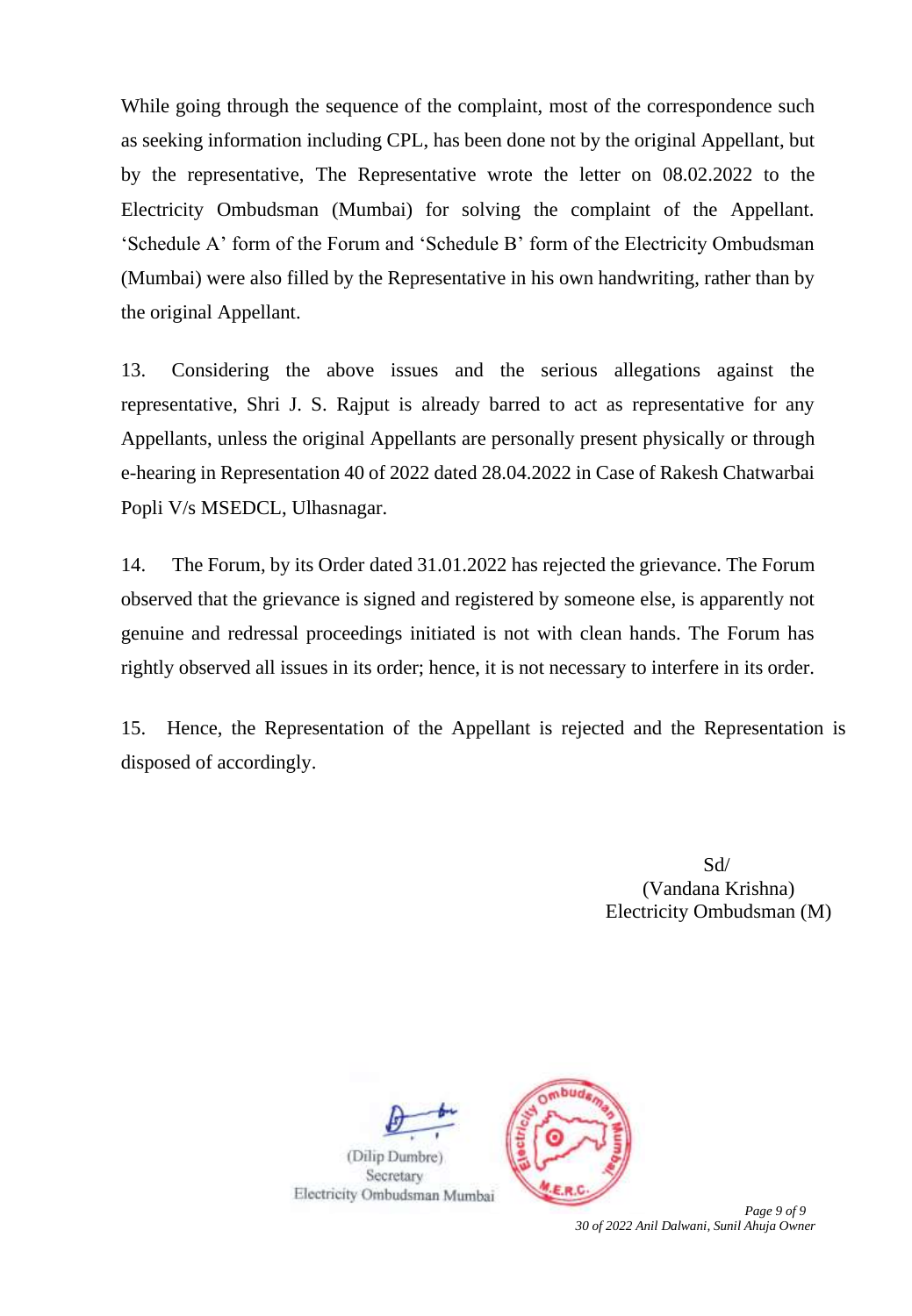While going through the sequence of the complaint, most of the correspondence such as seeking information including CPL, has been done not by the original Appellant, but by the representative, The Representative wrote the letter on 08.02.2022 to the Electricity Ombudsman (Mumbai) for solving the complaint of the Appellant. 'Schedule A' form of the Forum and 'Schedule B' form of the Electricity Ombudsman (Mumbai) were also filled by the Representative in his own handwriting, rather than by the original Appellant.

13. Considering the above issues and the serious allegations against the representative, Shri J. S. Rajput is already barred to act as representative for any Appellants, unless the original Appellants are personally present physically or through e-hearing in Representation 40 of 2022 dated 28.04.2022 in Case of Rakesh Chatwarbai Popli V/s MSEDCL, Ulhasnagar.

14. The Forum, by its Order dated 31.01.2022 has rejected the grievance. The Forum observed that the grievance is signed and registered by someone else, is apparently not genuine and redressal proceedings initiated is not with clean hands. The Forum has rightly observed all issues in its order; hence, it is not necessary to interfere in its order.

15. Hence, the Representation of the Appellant is rejected and the Representation is disposed of accordingly.

Sd/
(Vandana Krishna)
Electricity Ombudsman (M)

(Dilip Dumbre)
Secretary
Electricity Ombudsman Mumbai